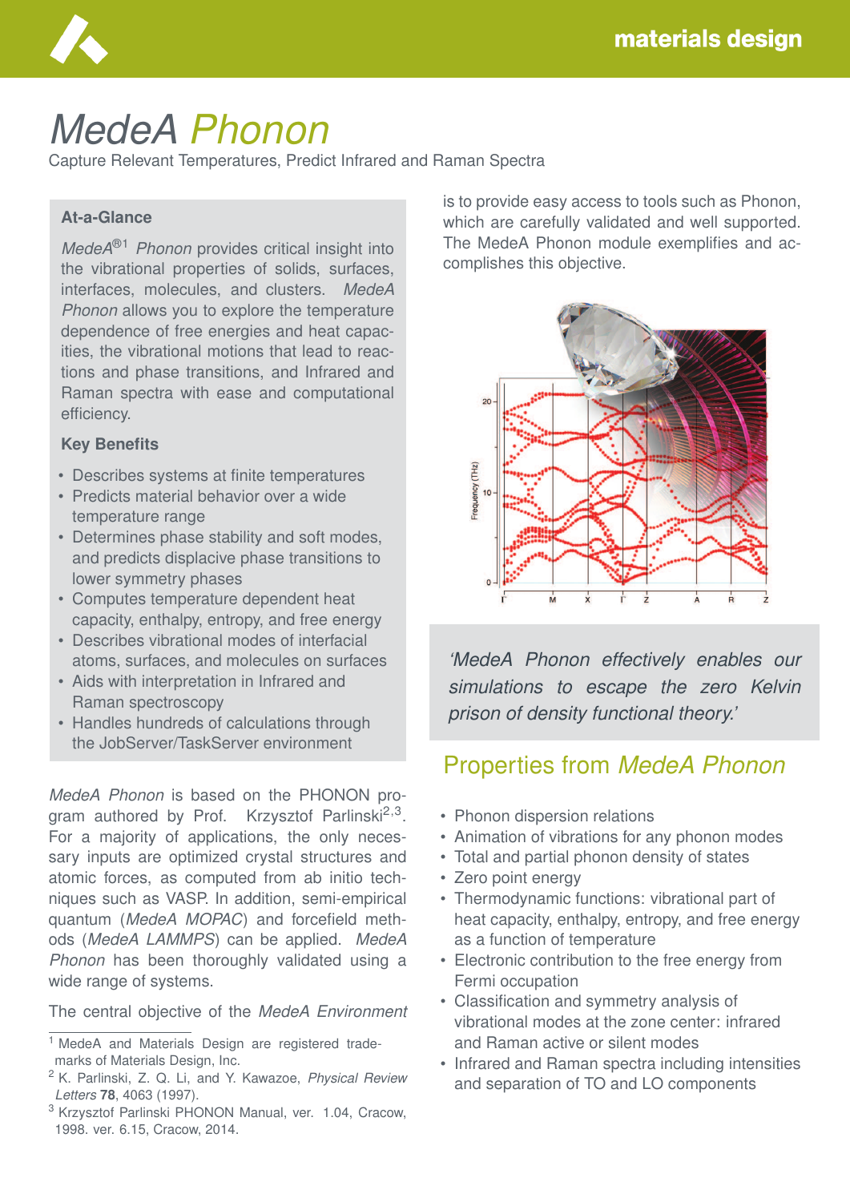# MedeA Phonon

Capture Relevant Temperatures, Predict Infrared and Raman Spectra

### At-a-Glance

*MedeA*®[1] *Phonon* provides critical insight into the vibrational properties of solids, surfaces, interfaces, molecules, and clusters. *MedeA Phonon* allows you to explore the temperature dependence of free energies and heat capacities, the vibrational motions that lead to reactions and phase transitions, and Infrared and Raman spectra with ease and computational efficiency.

### Key Benefits

- Describes systems at finite temperatures
- Predicts material behavior over a wide temperature range
- Determines phase stability and soft modes, and predicts displacive phase transitions to lower symmetry phases
- Computes temperature dependent heat capacity, enthalpy, entropy, and free energy
- Describes vibrational modes of interfacial atoms, surfaces, and molecules on surfaces
- Aids with interpretation in Infrared and Raman spectroscopy
- Handles hundreds of calculations through the JobServer/TaskServer environment

*MedeA Phonon* is based on the PHONON program authored by Prof. Krzysztof Parlinski[2,3]. For a majority of applications, the only necessary inputs are optimized crystal structures and atomic forces, as computed from ab initio techniques such as VASP. In addition, semi-empirical quantum (*MedeA MOPAC*) and forcefield methods (*MedeA LAMMPS*) can be applied. *MedeA Phonon* has been thoroughly validated using a wide range of systems.

The central objective of the *MedeA Environment* is to provide easy access to tools such as Phonon, which are carefully validated and well supported. The MedeA Phonon module exemplifies and accomplishes this objective.

*'MedeA Phonon effectively enables our simulations to escape the zero Kelvin prison of density functional theory.'*

## Properties from *MedeA Phonon*

- Phonon dispersion relations
- Animation of vibrations for any phonon modes
- Total and partial phonon density of states
- Zero point energy
- Thermodynamic functions: vibrational part of heat capacity, enthalpy, entropy, and free energy as a function of temperature
- Electronic contribution to the free energy from Fermi occupation
- Classification and symmetry analysis of vibrational modes at the zone center: infrared and Raman active or silent modes
- Infrared and Raman spectra including intensities and separation of TO and LO components

---

[1] MedeA and Materials Design are registered trademarks of Materials Design, Inc.

[2] K. Parlinski, Z. Q. Li, and Y. Kawazoe, *Physical Review Letters* **78**, 4063 (1997).

[3] Krzysztof Parlinski PHONON Manual, ver. 1.04, Cracow, 1998. ver. 6.15, Cracow, 2014.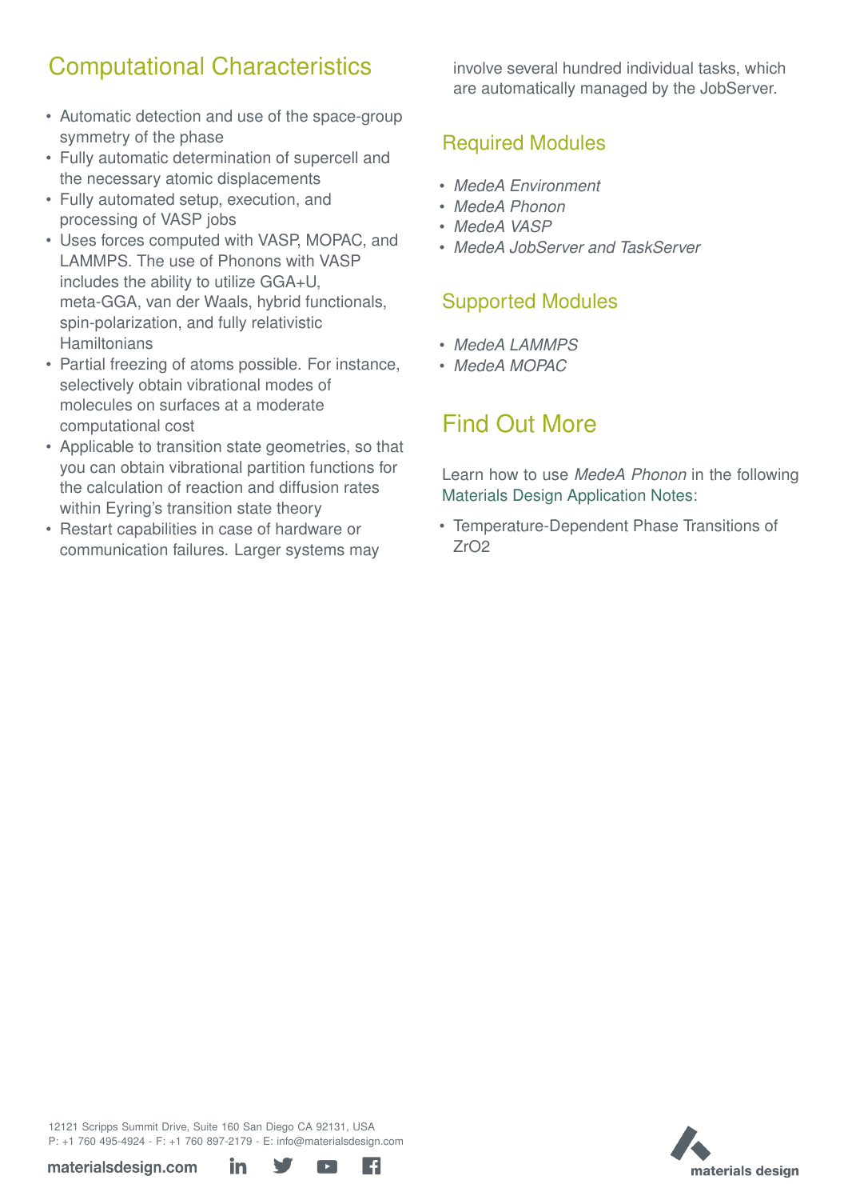## Computational Characteristics

- Automatic detection and use of the space-group symmetry of the phase
- Fully automatic determination of supercell and the necessary atomic displacements
- Fully automated setup, execution, and processing of VASP jobs
- Uses forces computed with VASP, MOPAC, and LAMMPS. The use of Phonons with VASP includes the ability to utilize GGA+U, meta-GGA, van der Waals, hybrid functionals, spin-polarization, and fully relativistic Hamiltonians
- Partial freezing of atoms possible. For instance, selectively obtain vibrational modes of molecules on surfaces at a moderate computational cost
- Applicable to transition state geometries, so that you can obtain vibrational partition functions for the calculation of reaction and diffusion rates within Eyring's transition state theory
- Restart capabilities in case of hardware or communication failures. Larger systems may involve several hundred individual tasks, which are automatically managed by the JobServer.

## Required Modules

- *MedeA Environment*
- *MedeA Phonon*
- *MedeA VASP*
- *MedeA JobServer and TaskServer*

## Supported Modules

- *MedeA LAMMPS*
- *MedeA MOPAC*

## Find Out More

Learn how to use *MedeA Phonon* in the following Materials Design Application Notes:

- Temperature-Dependent Phase Transitions of ZrO2

12121 Scripps Summit Drive, Suite 160 San Diego CA 92131, USA
P: +1 760 495-4924 - F: +1 760 897-2179 - E: info@materialsdesign.com

materialsdesign.com